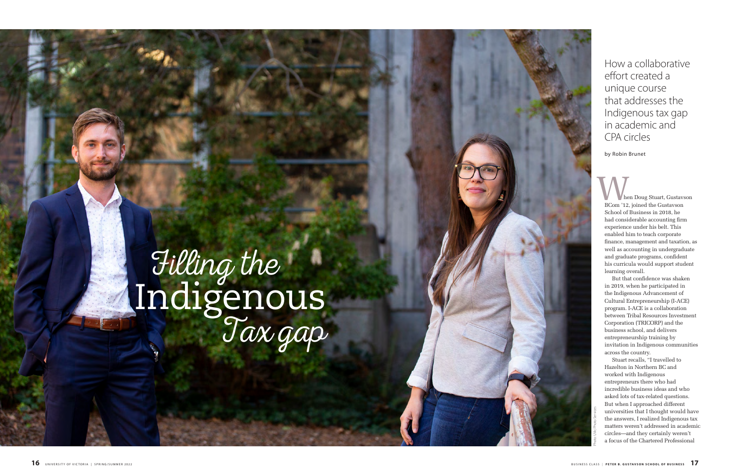# Filling the Indigenous Tax gap

How a collaborative effort created a unique course that addresses the Indigenous tax gap in academic and CPA circles

by Robin Brunet

When Doug Stuart, Gustavson BCom '12, joined the Gustavson School of Business in 2018, he had considerable accounting firm experience under his belt. This enabled him to teach corporate finance, management and taxation, as well as accounting in undergraduate and graduate programs, confident his curricula would support student learning overall.

But that confidence was shaken in 2019, when he participated in the Indigenous Advancement of Cultural Entrepreneurship (I-ACE) program. I-ACE is a collaboration between Tribal Resources Investment Corporation (TRICORP) and the business school, and delivers entrepreneurship training by invitation in Indigenous communities across the country.

Stuart recalls, "I travelled to Hazelton in Northern BC and worked with Indigenous entrepreneurs there who had incredible business ideas and who asked lots of tax-related questions. But when I approached different universities that I thought would have the answers, I realized Indigenous tax matters weren't addressed in academic circles—and they certainly weren't a focus of the Chartered Professional

Photo: UVic Photo Services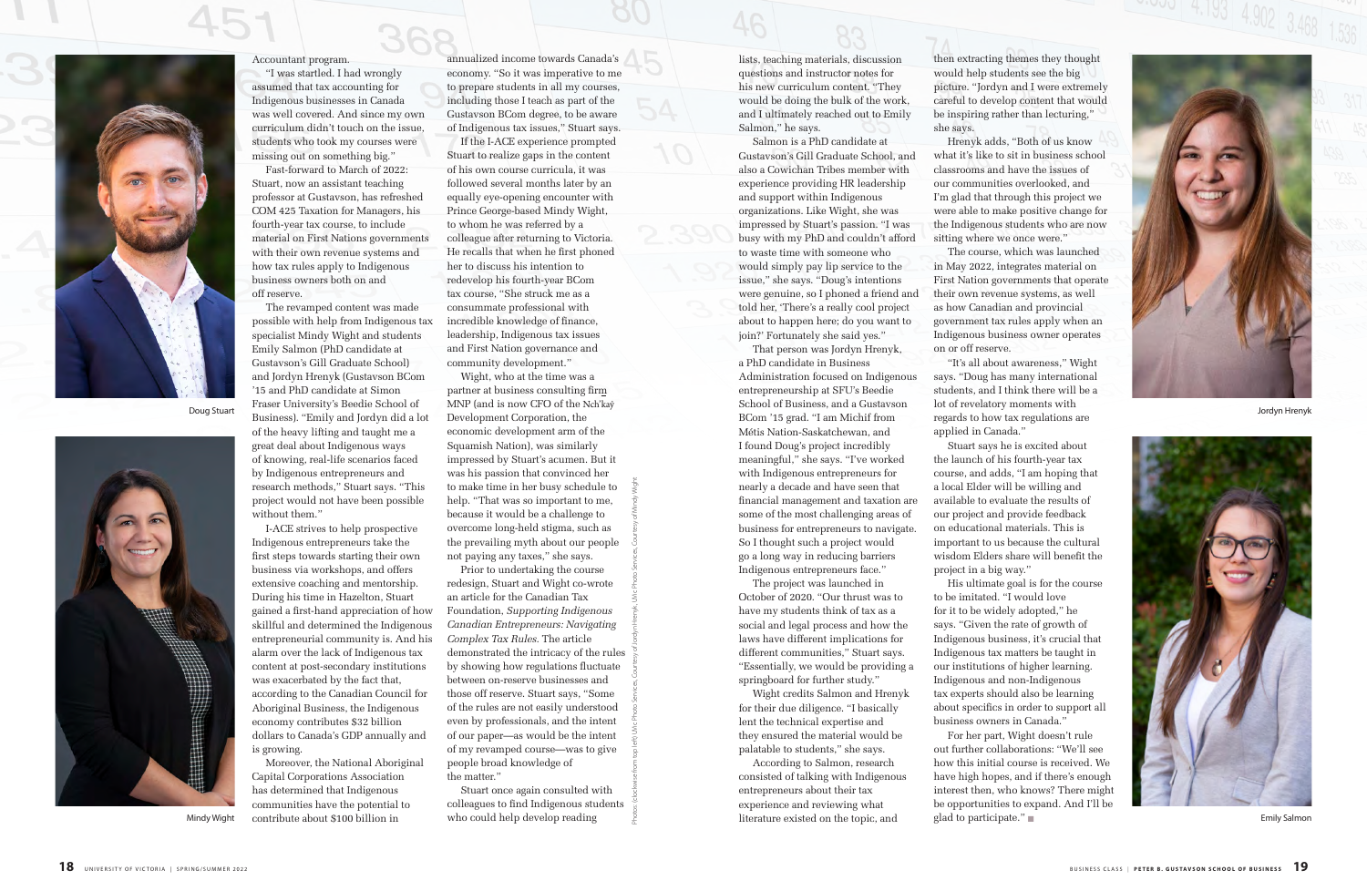Accountant program.

"I was startled. I had wrongly assumed that tax accounting for Indigenous businesses in Canada was well covered. And since my own curriculum didn't touch on the issue, students who took my courses were missing out on something big."

Fast-forward to March of 2022: Stuart, now an assistant teaching professor at Gustavson, has refreshed COM 425 Taxation for Managers, his fourth-year tax course, to include material on First Nations governments with their own revenue systems and how tax rules apply to Indigenous business owners both on and off reserve.

The revamped content was made possible with help from Indigenous tax specialist Mindy Wight and students Emily Salmon (PhD candidate at Gustavson's Gill Graduate School) and Jordyn Hrenyk (Gustavson BCom '15 and PhD candidate at Simon Fraser University's Beedie School of Business). "Emily and Jordyn did a lot of the heavy lifting and taught me a great deal about Indigenous ways of knowing, real-life scenarios faced by Indigenous entrepreneurs and research methods," Stuart says. "This project would not have been possible without them."

I-ACE strives to help prospective Indigenous entrepreneurs take the first steps towards starting their own business via workshops, and offers extensive coaching and mentorship. During his time in Hazelton, Stuart gained a first-hand appreciation of how skillful and determined the Indigenous entrepreneurial community is. And his alarm over the lack of Indigenous tax content at post-secondary institutions was exacerbated by the fact that, according to the Canadian Council for Aboriginal Business, the Indigenous economy contributes $32 billion dollars to Canada's GDP annually and is growing.

Moreover, the National Aboriginal Capital Corporations Association has determined that Indigenous communities have the potential to contribute about $100 billion in annualized income towards Canada's economy. "So it was imperative to me to prepare students in all my courses, including those I teach as part of the Gustavson BCom degree, to be aware of Indigenous tax issues," Stuart says.

If the I-ACE experience prompted Stuart to realize gaps in the content of his own course curricula, it was followed several months later by an equally eye-opening encounter with Prince George-based Mindy Wight, to whom he was referred by a colleague after returning to Victoria. He recalls that when he first phoned her to discuss his intention to redevelop his fourth-year BCom tax course, "She struck me as a consummate professional with incredible knowledge of finance, leadership, Indigenous tax issues and First Nation governance and community development."

Wight, who at the time was a partner at business consulting firm MNP (and is now CFO of the Nch'kaỷ Development Corporation, the economic development arm of the Squamish Nation), was similarly impressed by Stuart's acumen. But it was his passion that convinced her to make time in her busy schedule to help. "That was so important to me, because it would be a challenge to overcome long-held stigma, such as the prevailing myth about our people not paying any taxes," she says.

Prior to undertaking the course redesign, Stuart and Wight co-wrote an article for the Canadian Tax Foundation, *Supporting Indigenous Canadian Entrepreneurs: Navigating Complex Tax Rules*. The article demonstrated the intricacy of the rules by showing how regulations fluctuate between on-reserve businesses and those off reserve. Stuart says, "Some of the rules are not easily understood even by professionals, and the intent of our paper—as would be the intent of my revamped course—was to give people broad knowledge of the matter."

Stuart once again consulted with colleagues to find Indigenous students who could help develop reading lists, teaching materials, discussion questions and instructor notes for his new curriculum content. "They would be doing the bulk of the work, and I ultimately reached out to Emily Salmon," he says.

Salmon is a PhD candidate at Gustavson's Gill Graduate School, and also a Cowichan Tribes member with experience providing HR leadership and support within Indigenous organizations. Like Wight, she was impressed by Stuart's passion. "I was busy with my PhD and couldn't afford to waste time with someone who would simply pay lip service to the issue," she says. "Doug's intentions were genuine, so I phoned a friend and told her, 'There's a really cool project about to happen here; do you want to join?' Fortunately she said yes."

That person was Jordyn Hrenyk, a PhD candidate in Business Administration focused on Indigenous entrepreneurship at SFU's Beedie School of Business, and a Gustavson BCom '15 grad. "I am Michif from Métis Nation-Saskatchewan, and I found Doug's project incredibly meaningful," she says. "I've worked with Indigenous entrepreneurs for nearly a decade and have seen that financial management and taxation are some of the most challenging areas of business for entrepreneurs to navigate. So I thought such a project would go a long way in reducing barriers Indigenous entrepreneurs face."

The project was launched in October of 2020. "Our thrust was to have my students think of tax as a social and legal process and how the laws have different implications for different communities," Stuart says. "Essentially, we would be providing a springboard for further study."

Wight credits Salmon and Hrenyk for their due diligence. "I basically lent the technical expertise and they ensured the material would be palatable to students," she says.

According to Salmon, research consisted of talking with Indigenous entrepreneurs about their tax experience and reviewing what literature existed on the topic, and then extracting themes they thought would help students see the big picture. "Jordyn and I were extremely careful to develop content that would be inspiring rather than lecturing," she says.

Hrenyk adds, "Both of us know what it's like to sit in business school classrooms and have the issues of our communities overlooked, and I'm glad that through this project we were able to make positive change for the Indigenous students who are now sitting where we once were."

The course, which was launched in May 2022, integrates material on First Nation governments that operate their own revenue systems, as well as how Canadian and provincial government tax rules apply when an Indigenous business owner operates on or off reserve.

"It's all about awareness," Wight says. "Doug has many international students, and I think there will be a lot of revelatory moments with regards to how tax regulations are applied in Canada."

Stuart says he is excited about the launch of his fourth-year tax course, and adds, "I am hoping that a local Elder will be willing and available to evaluate the results of our project and provide feedback on educational materials. This is important to us because the cultural wisdom Elders share will benefit the project in a big way."

His ultimate goal is for the course to be imitated. "I would love for it to be widely adopted," he says. "Given the rate of growth of Indigenous business, it's crucial that Indigenous tax matters be taught in our institutions of higher learning. Indigenous and non-Indigenous tax experts should also be learning about specifics in order to support all business owners in Canada."

For her part, Wight doesn't rule out further collaborations: "We'll see how this initial course is received. We have high hopes, and if there's enough interest then, who knows? There might be opportunities to expand. And I'll be glad to participate." ■

Doug Stuart

Mindy Wight

Jordyn Hrenyk

Emily Salmon

Photos: (clockwise from top left) UVic Photo Services, Courtesy of Jordyn Hrenyk, UVic Photo Services, Courtesy of Mindy Wight